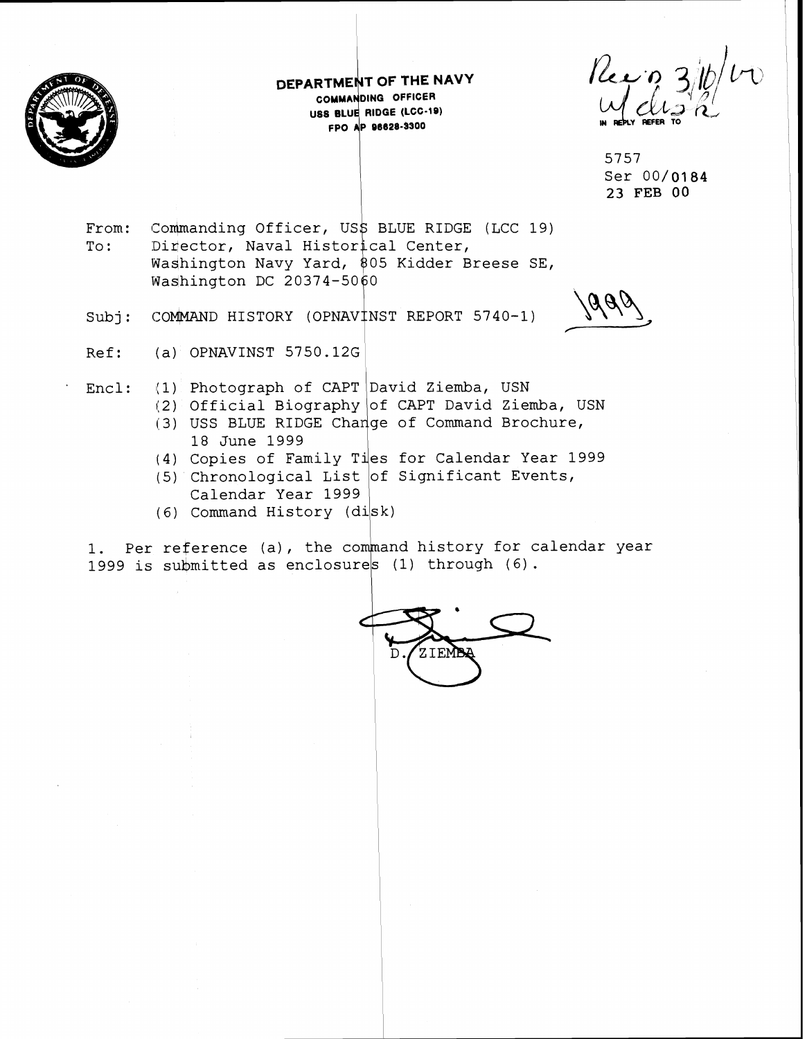**DEPARTMENT OF THE NAVY**
COMMANDING OFFICER
USS BLUE RIDGE (LCC-19)
FPO AP 96628-3300

Rec'd 3/16/00
w/ disk

IN REPLY REFER TO

5757
Ser 00/0184
23 FEB 00

From: Commanding Officer, USS BLUE RIDGE (LCC 19)
To: Director, Naval Historical Center,
Washington Navy Yard, 805 Kidder Breese SE,
Washington DC 20374-5060

Subj: COMMAND HISTORY (OPNAVINST REPORT 5740-1)

1999

Ref: (a) OPNAVINST 5750.12G

Encl: (1) Photograph of CAPT David Ziemba, USN
(2) Official Biography of CAPT David Ziemba, USN
(3) USS BLUE RIDGE Change of Command Brochure, 18 June 1999
(4) Copies of Family Ties for Calendar Year 1999
(5) Chronological List of Significant Events, Calendar Year 1999
(6) Command History (disk)

1. Per reference (a), the command history for calendar year 1999 is submitted as enclosures (1) through (6).

D. ZIEMBA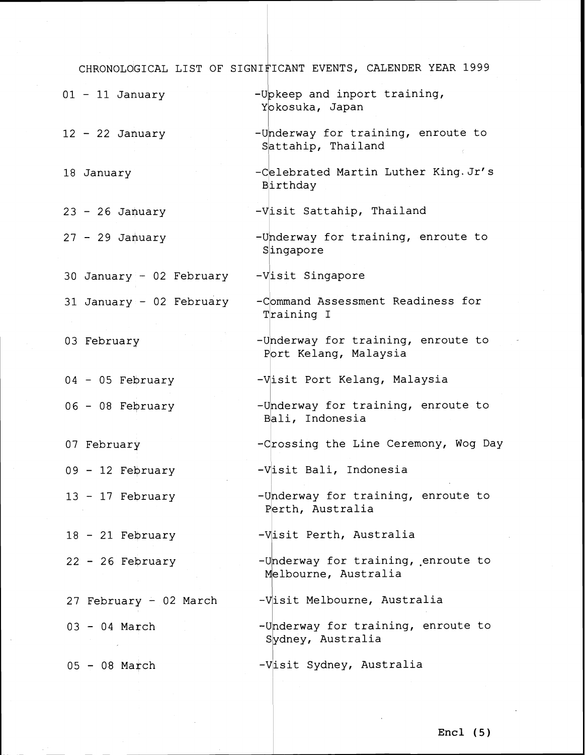CHRONOLOGICAL LIST OF SIGNIFICANT EVENTS, CALENDER YEAR 1999

| | |
|---|---|
| 01 - 11 January | -Upkeep and inport training, Yokosuka, Japan |
| 12 - 22 January | -Underway for training, enroute to Sattahip, Thailand |
| 18 January | -Celebrated Martin Luther King.Jr's Birthday |
| 23 - 26 January | -Visit Sattahip, Thailand |
| 27 - 29 January | -Underway for training, enroute to Singapore |
| 30 January - 02 February | -Visit Singapore |
| 31 January - 02 February | -Command Assessment Readiness for Training I |
| 03 February | -Underway for training, enroute to Port Kelang, Malaysia |
| 04 - 05 February | -Visit Port Kelang, Malaysia |
| 06 - 08 February | -Underway for training, enroute to Bali, Indonesia |
| 07 February | -Crossing the Line Ceremony, Wog Day |
| 09 - 12 February | -Visit Bali, Indonesia |
| 13 - 17 February | -Underway for training, enroute to Perth, Australia |
| 18 - 21 February | -Visit Perth, Australia |
| 22 - 26 February | -Underway for training, enroute to Melbourne, Australia |
| 27 February - 02 March | -Visit Melbourne, Australia |
| 03 - 04 March | -Underway for training, enroute to Sydney, Australia |
| 05 - 08 March | -Visit Sydney, Australia |

Encl (5)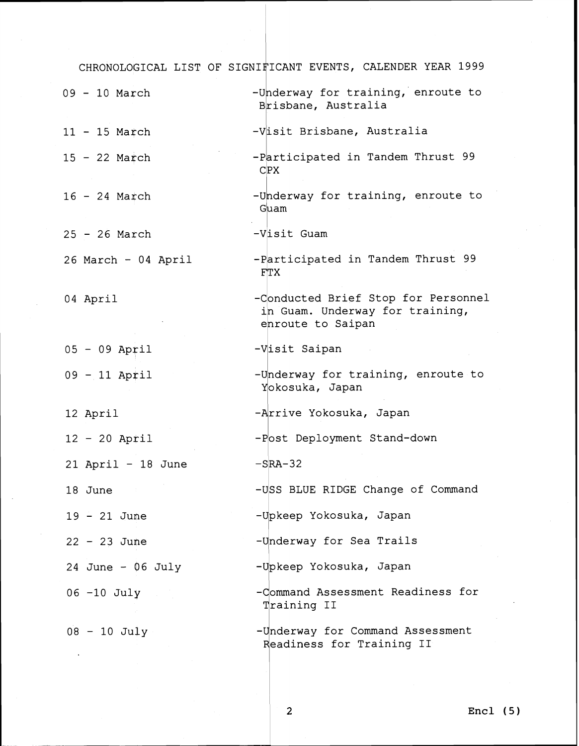CHRONOLOGICAL LIST OF SIGNIFICANT EVENTS, CALENDER YEAR 1999

| | |
|---|---|
| 09 - 10 March | -Underway for training, enroute to Brisbane, Australia |
| 11 - 15 March | -Visit Brisbane, Australia |
| 15 - 22 March | -Participated in Tandem Thrust 99 CPX |
| 16 - 24 March | -Underway for training, enroute to Guam |
| 25 - 26 March | -Visit Guam |
| 26 March - 04 April | -Participated in Tandem Thrust 99 FTX |
| 04 April | -Conducted Brief Stop for Personnel in Guam. Underway for training, enroute to Saipan |
| 05 - 09 April | -Visit Saipan |
| 09 - 11 April | -Underway for training, enroute to Yokosuka, Japan |
| 12 April | -Arrive Yokosuka, Japan |
| 12 - 20 April | -Post Deployment Stand-down |
| 21 April - 18 June | -SRA-32 |
| 18 June | -USS BLUE RIDGE Change of Command |
| 19 - 21 June | -Upkeep Yokosuka, Japan |
| 22 - 23 June | -Underway for Sea Trails |
| 24 June - 06 July | -Upkeep Yokosuka, Japan |
| 06 -10 July | -Command Assessment Readiness for Training II |
| 08 - 10 July | -Underway for Command Assessment Readiness for Training II |

Encl (5)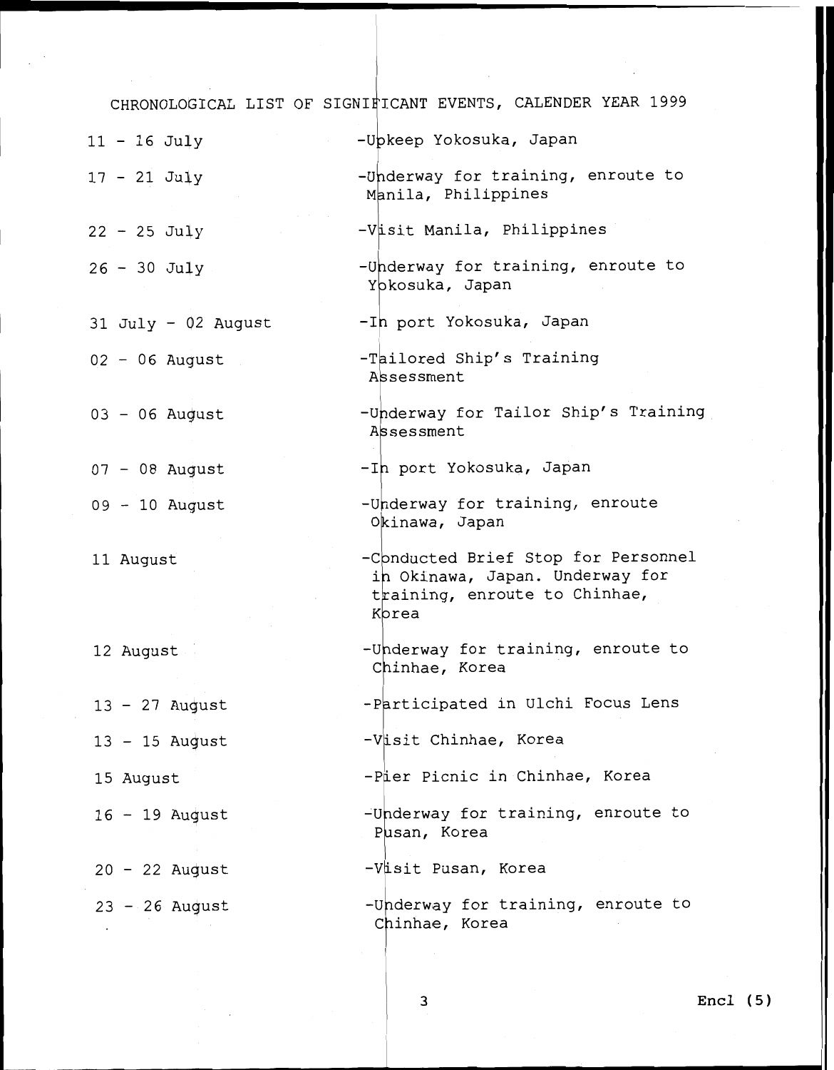CHRONOLOGICAL LIST OF SIGNIFICANT EVENTS, CALENDER YEAR 1999

| | |
|---|---|
| 11 - 16 July | -Upkeep Yokosuka, Japan |
| 17 - 21 July | -Underway for training, enroute to Manila, Philippines |
| 22 - 25 July | -Visit Manila, Philippines |
| 26 - 30 July | -Underway for training, enroute to Yokosuka, Japan |
| 31 July - 02 August | -In port Yokosuka, Japan |
| 02 - 06 August | -Tailored Ship's Training Assessment |
| 03 - 06 August | -Underway for Tailor Ship's Training Assessment |
| 07 - 08 August | -In port Yokosuka, Japan |
| 09 - 10 August | -Underway for training, enroute Okinawa, Japan |
| 11 August | -Conducted Brief Stop for Personnel in Okinawa, Japan. Underway for training, enroute to Chinhae, Korea |
| 12 August | -Underway for training, enroute to Chinhae, Korea |
| 13 - 27 August | -Participated in Ulchi Focus Lens |
| 13 - 15 August | -Visit Chinhae, Korea |
| 15 August | -Pier Picnic in Chinhae, Korea |
| 16 - 19 August | -Underway for training, enroute to Pusan, Korea |
| 20 - 22 August | -Visit Pusan, Korea |
| 23 - 26 August | -Underway for training, enroute to Chinhae, Korea |

Encl (5)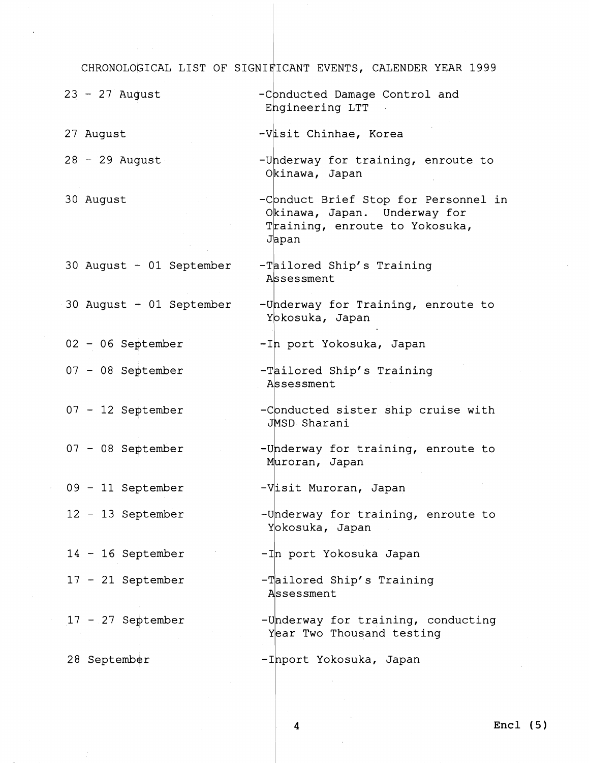CHRONOLOGICAL LIST OF SIGNIFICANT EVENTS, CALENDER YEAR 1999

| Date | Event |
| --- | --- |
| 23 - 27 August | -Conducted Damage Control and Engineering LTT |
| 27 August | -Visit Chinhae, Korea |
| 28 - 29 August | -Underway for training, enroute to Okinawa, Japan |
| 30 August | -Conduct Brief Stop for Personnel in Okinawa, Japan. Underway for Training, enroute to Yokosuka, Japan |
| 30 August - 01 September | -Tailored Ship's Training Assessment |
| 30 August - 01 September | -Underway for Training, enroute to Yokosuka, Japan |
| 02 - 06 September | -In port Yokosuka, Japan |
| 07 - 08 September | -Tailored Ship's Training Assessment |
| 07 - 12 September | -Conducted sister ship cruise with JMSD Sharani |
| 07 - 08 September | -Underway for training, enroute to Muroran, Japan |
| 09 - 11 September | -Visit Muroran, Japan |
| 12 - 13 September | -Underway for training, enroute to Yokosuka, Japan |
| 14 - 16 September | -In port Yokosuka Japan |
| 17 - 21 September | -Tailored Ship's Training Assessment |
| 17 - 27 September | -Underway for training, conducting Year Two Thousand testing |
| 28 September | -Inport Yokosuka, Japan |

Encl (5)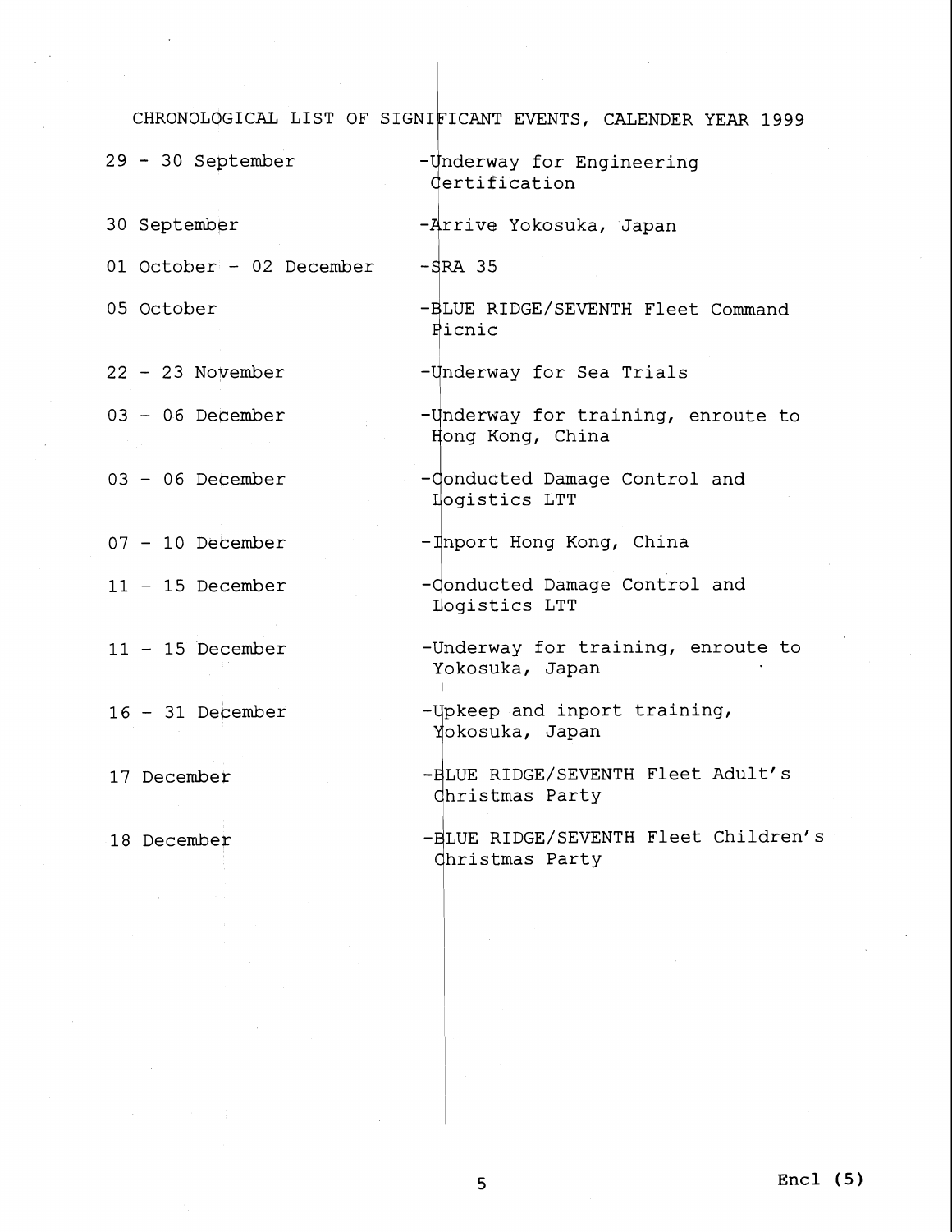CHRONOLOGICAL LIST OF SIGNIFICANT EVENTS, CALENDER YEAR 1999

| | |
|---|---|
| 29 - 30 September | -Underway for Engineering Certification |
| 30 September | -Arrive Yokosuka, Japan |
| 01 October - 02 December | -SRA 35 |
| 05 October | -BLUE RIDGE/SEVENTH Fleet Command Picnic |
| 22 - 23 November | -Underway for Sea Trials |
| 03 - 06 December | -Underway for training, enroute to Hong Kong, China |
| 03 - 06 December | -Conducted Damage Control and Logistics LTT |
| 07 - 10 December | -Inport Hong Kong, China |
| 11 - 15 December | -Conducted Damage Control and Logistics LTT |
| 11 - 15 December | -Underway for training, enroute to Yokosuka, Japan |
| 16 - 31 December | -Upkeep and inport training, Yokosuka, Japan |
| 17 December | -BLUE RIDGE/SEVENTH Fleet Adult's Christmas Party |
| 18 December | -BLUE RIDGE/SEVENTH Fleet Children's Christmas Party |

Encl (5)